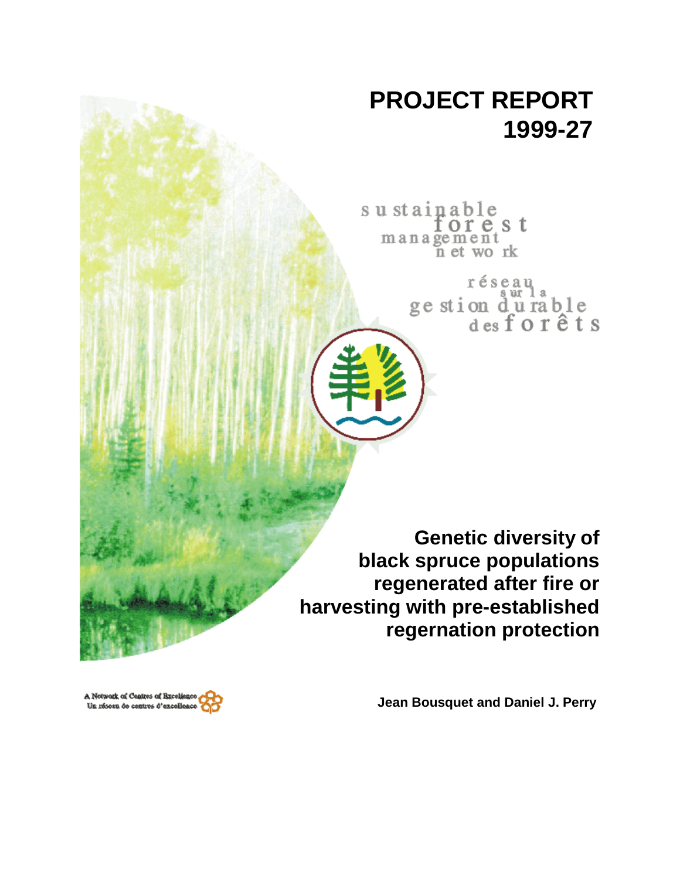# PROJECT REPORT 1999-27

sustainable forest management network

réseau sur la gestion durable des forêts

## Genetic diversity of black spruce populations regenerated after fire or harvesting with pre-established regernation protection

**Jean Bousquet and Daniel J. Perry**

A Network of Centres of Excellence
Un réseau de centres d'excellence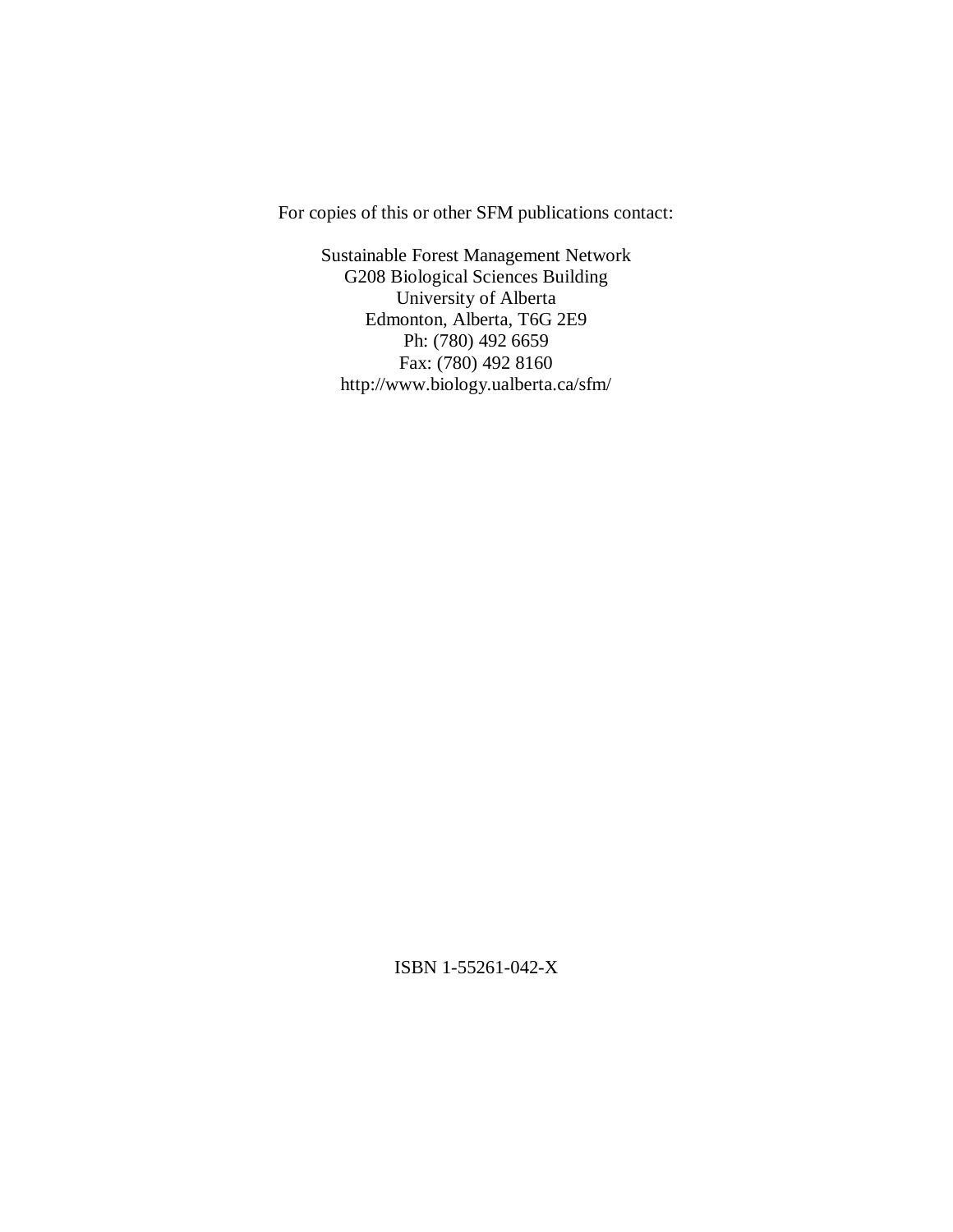For copies of this or other SFM publications contact:

Sustainable Forest Management Network
G208 Biological Sciences Building
University of Alberta
Edmonton, Alberta, T6G 2E9
Ph: (780) 492 6659
Fax: (780) 492 8160
http://www.biology.ualberta.ca/sfm/

ISBN 1-55261-042-X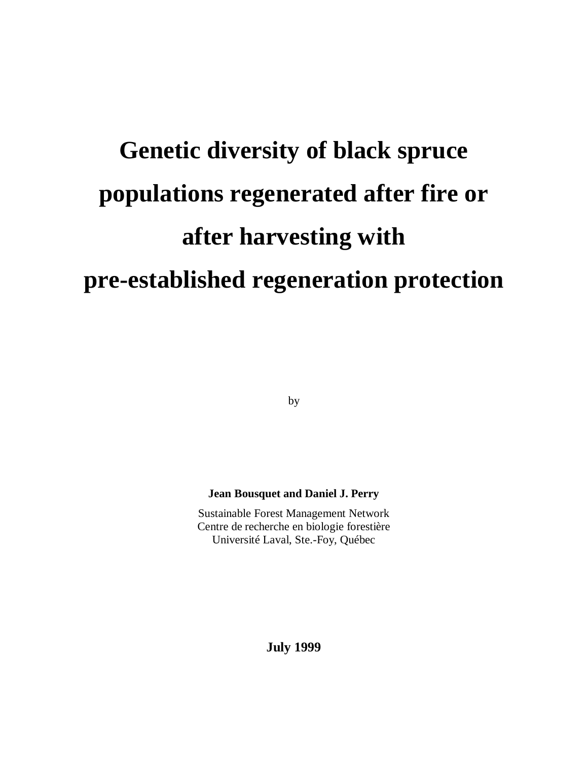# Genetic diversity of black spruce populations regenerated after fire or after harvesting with pre-established regeneration protection

by

**Jean Bousquet and Daniel J. Perry**

Sustainable Forest Management Network
Centre de recherche en biologie forestière
Université Laval, Ste.-Foy, Québec

**July 1999**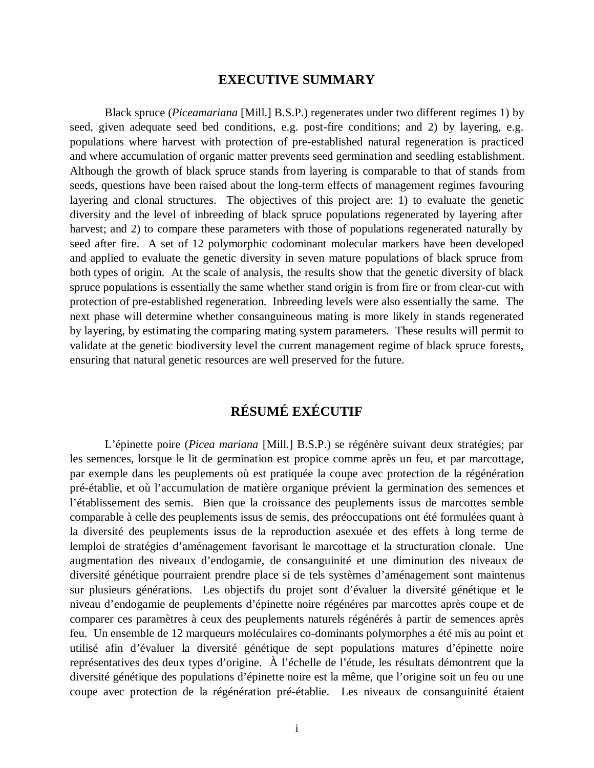## EXECUTIVE SUMMARY

Black spruce (*Piceamariana* [Mill.] B.S.P.) regenerates under two different regimes 1) by seed, given adequate seed bed conditions, e.g. post-fire conditions; and 2) by layering, e.g. populations where harvest with protection of pre-established natural regeneration is practiced and where accumulation of organic matter prevents seed germination and seedling establishment. Although the growth of black spruce stands from layering is comparable to that of stands from seeds, questions have been raised about the long-term effects of management regimes favouring layering and clonal structures. The objectives of this project are: 1) to evaluate the genetic diversity and the level of inbreeding of black spruce populations regenerated by layering after harvest; and 2) to compare these parameters with those of populations regenerated naturally by seed after fire. A set of 12 polymorphic codominant molecular markers have been developed and applied to evaluate the genetic diversity in seven mature populations of black spruce from both types of origin. At the scale of analysis, the results show that the genetic diversity of black spruce populations is essentially the same whether stand origin is from fire or from clear-cut with protection of pre-established regeneration. Inbreeding levels were also essentially the same. The next phase will determine whether consanguineous mating is more likely in stands regenerated by layering, by estimating the comparing mating system parameters. These results will permit to validate at the genetic biodiversity level the current management regime of black spruce forests, ensuring that natural genetic resources are well preserved for the future.

## RÉSUMÉ EXÉCUTIF

L'épinette poire (*Picea mariana* [Mill.] B.S.P.) se régénère suivant deux stratégies; par les semences, lorsque le lit de germination est propice comme après un feu, et par marcottage, par exemple dans les peuplements où est pratiquée la coupe avec protection de la régénération pré-établie, et où l'accumulation de matière organique prévient la germination des semences et l'établissement des semis. Bien que la croissance des peuplements issus de marcottes semble comparable à celle des peuplements issus de semis, des préoccupations ont été formulées quant à la diversité des peuplements issus de la reproduction asexuée et des effets à long terme de lemploi de stratégies d'aménagement favorisant le marcottage et la structuration clonale. Une augmentation des niveaux d'endogamie, de consanguinité et une diminution des niveaux de diversité génétique pourraient prendre place si de tels systèmes d'aménagement sont maintenus sur plusieurs générations. Les objectifs du projet sont d'évaluer la diversité génétique et le niveau d'endogamie de peuplements d'épinette noire régénéres par marcottes après coupe et de comparer ces paramètres à ceux des peuplements naturels régénérés à partir de semences après feu. Un ensemble de 12 marqueurs moléculaires co-dominants polymorphes a été mis au point et utilisé afin d'évaluer la diversité génétique de sept populations matures d'épinette noire représentatives des deux types d'origine. À l'échelle de l'étude, les résultats démontrent que la diversité génétique des populations d'épinette noire est la même, que l'origine soit un feu ou une coupe avec protection de la régénération pré-établie. Les niveaux de consanguinité étaient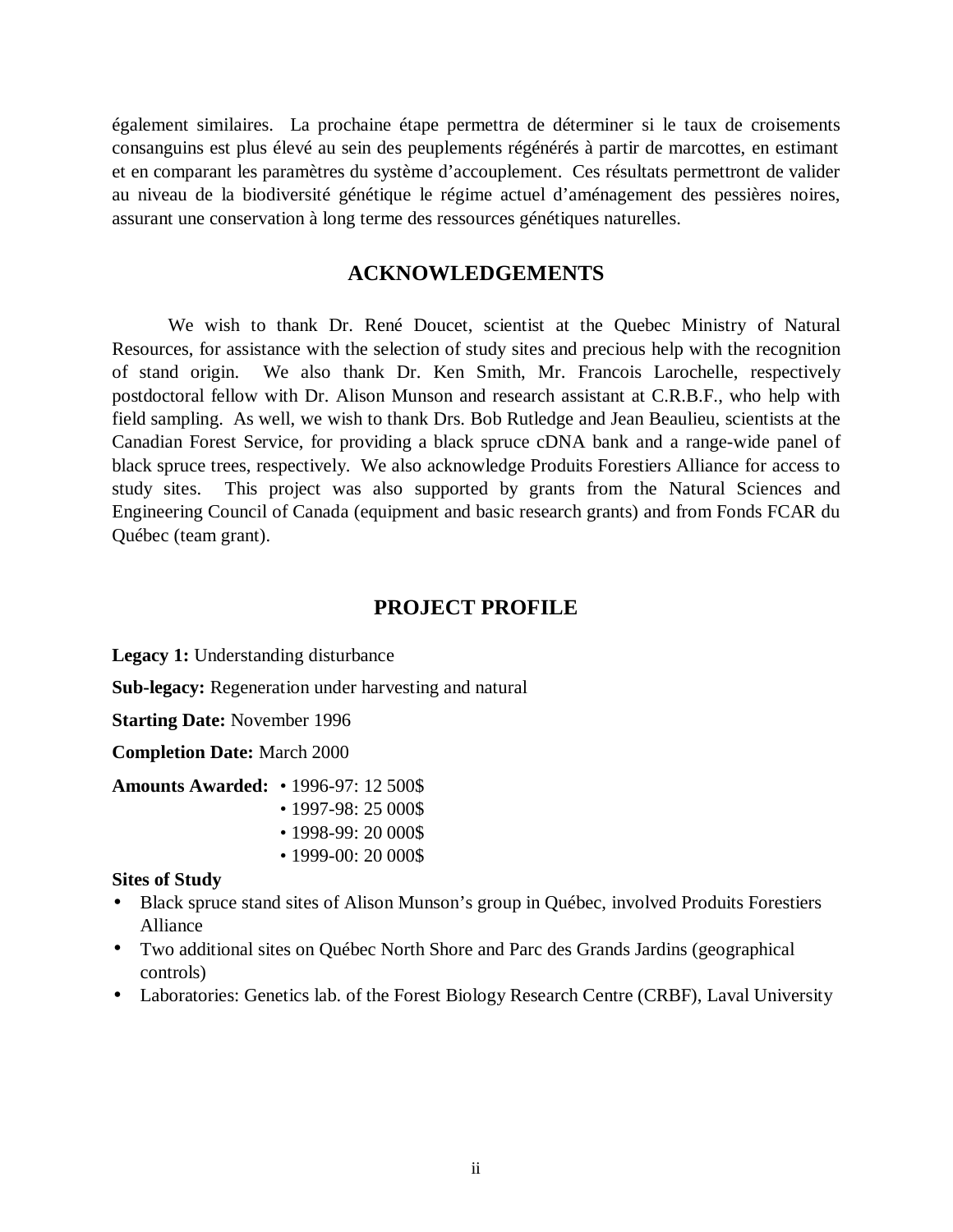également similaires. La prochaine étape permettra de déterminer si le taux de croisements consanguins est plus élevé au sein des peuplements régénérés à partir de marcottes, en estimant et en comparant les paramètres du système d'accouplement. Ces résultats permettront de valider au niveau de la biodiversité génétique le régime actuel d'aménagement des pessières noires, assurant une conservation à long terme des ressources génétiques naturelles.

## ACKNOWLEDGEMENTS

We wish to thank Dr. René Doucet, scientist at the Quebec Ministry of Natural Resources, for assistance with the selection of study sites and precious help with the recognition of stand origin. We also thank Dr. Ken Smith, Mr. Francois Larochelle, respectively postdoctoral fellow with Dr. Alison Munson and research assistant at C.R.B.F., who help with field sampling. As well, we wish to thank Drs. Bob Rutledge and Jean Beaulieu, scientists at the Canadian Forest Service, for providing a black spruce cDNA bank and a range-wide panel of black spruce trees, respectively. We also acknowledge Produits Forestiers Alliance for access to study sites. This project was also supported by grants from the Natural Sciences and Engineering Council of Canada (equipment and basic research grants) and from Fonds FCAR du Québec (team grant).

## PROJECT PROFILE

**Legacy 1:** Understanding disturbance

**Sub-legacy:** Regeneration under harvesting and natural

**Starting Date:** November 1996

**Completion Date:** March 2000

**Amounts Awarded:**
- 1996-97: 12 500$
- 1997-98: 25 000$
- 1998-99: 20 000$
- 1999-00: 20 000$

**Sites of Study**

- Black spruce stand sites of Alison Munson's group in Québec, involved Produits Forestiers Alliance
- Two additional sites on Québec North Shore and Parc des Grands Jardins (geographical controls)
- Laboratories: Genetics lab. of the Forest Biology Research Centre (CRBF), Laval University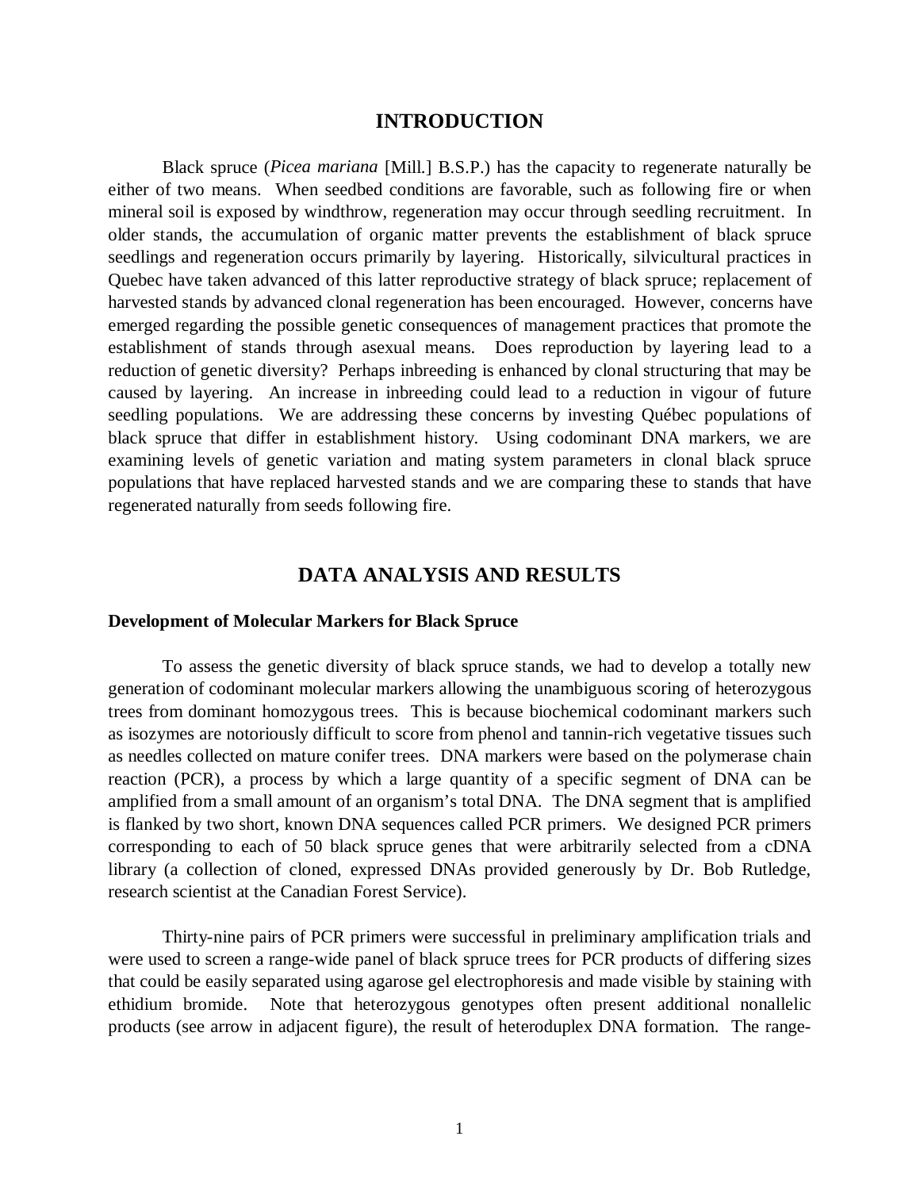# INTRODUCTION

Black spruce (*Picea mariana* [Mill.] B.S.P.) has the capacity to regenerate naturally be either of two means. When seedbed conditions are favorable, such as following fire or when mineral soil is exposed by windthrow, regeneration may occur through seedling recruitment. In older stands, the accumulation of organic matter prevents the establishment of black spruce seedlings and regeneration occurs primarily by layering. Historically, silvicultural practices in Quebec have taken advanced of this latter reproductive strategy of black spruce; replacement of harvested stands by advanced clonal regeneration has been encouraged. However, concerns have emerged regarding the possible genetic consequences of management practices that promote the establishment of stands through asexual means. Does reproduction by layering lead to a reduction of genetic diversity? Perhaps inbreeding is enhanced by clonal structuring that may be caused by layering. An increase in inbreeding could lead to a reduction in vigour of future seedling populations. We are addressing these concerns by investing Québec populations of black spruce that differ in establishment history. Using codominant DNA markers, we are examining levels of genetic variation and mating system parameters in clonal black spruce populations that have replaced harvested stands and we are comparing these to stands that have regenerated naturally from seeds following fire.

# DATA ANALYSIS AND RESULTS

**Development of Molecular Markers for Black Spruce**

To assess the genetic diversity of black spruce stands, we had to develop a totally new generation of codominant molecular markers allowing the unambiguous scoring of heterozygous trees from dominant homozygous trees. This is because biochemical codominant markers such as isozymes are notoriously difficult to score from phenol and tannin-rich vegetative tissues such as needles collected on mature conifer trees. DNA markers were based on the polymerase chain reaction (PCR), a process by which a large quantity of a specific segment of DNA can be amplified from a small amount of an organism's total DNA. The DNA segment that is amplified is flanked by two short, known DNA sequences called PCR primers. We designed PCR primers corresponding to each of 50 black spruce genes that were arbitrarily selected from a cDNA library (a collection of cloned, expressed DNAs provided generously by Dr. Bob Rutledge, research scientist at the Canadian Forest Service).

Thirty-nine pairs of PCR primers were successful in preliminary amplification trials and were used to screen a range-wide panel of black spruce trees for PCR products of differing sizes that could be easily separated using agarose gel electrophoresis and made visible by staining with ethidium bromide. Note that heterozygous genotypes often present additional nonallelic products (see arrow in adjacent figure), the result of heteroduplex DNA formation. The range-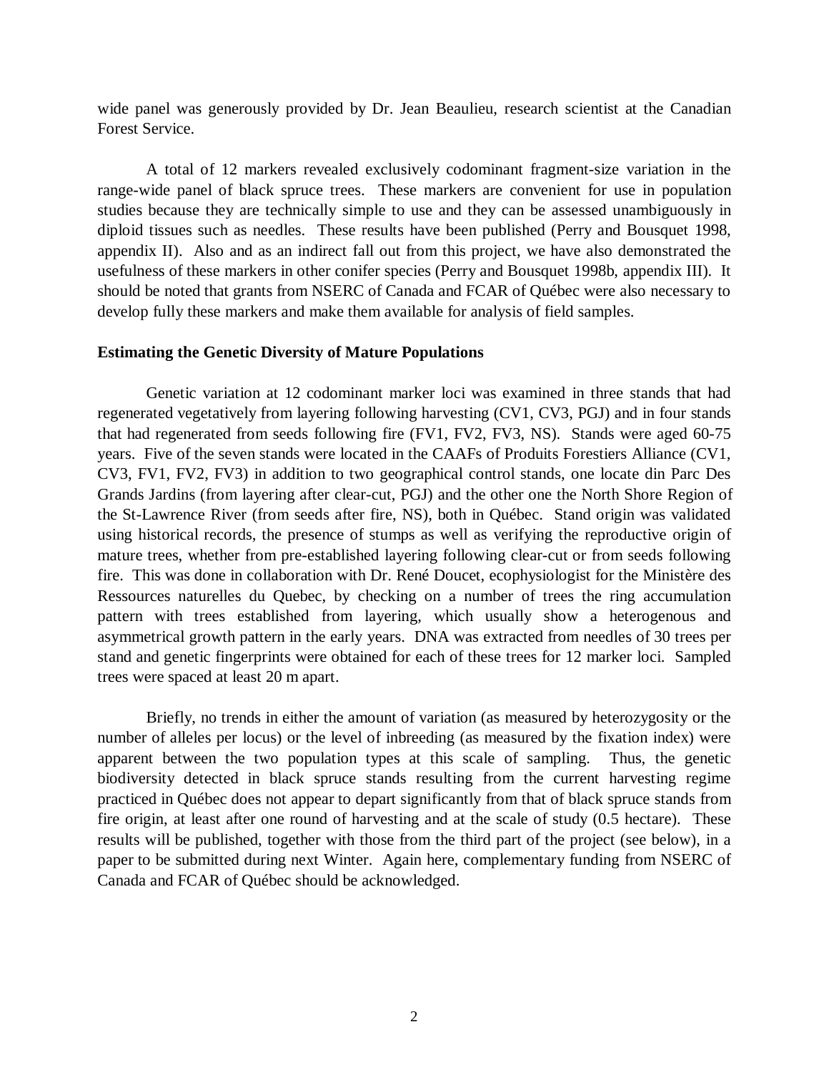wide panel was generously provided by Dr. Jean Beaulieu, research scientist at the Canadian Forest Service.

A total of 12 markers revealed exclusively codominant fragment-size variation in the range-wide panel of black spruce trees. These markers are convenient for use in population studies because they are technically simple to use and they can be assessed unambiguously in diploid tissues such as needles. These results have been published (Perry and Bousquet 1998, appendix II). Also and as an indirect fall out from this project, we have also demonstrated the usefulness of these markers in other conifer species (Perry and Bousquet 1998b, appendix III). It should be noted that grants from NSERC of Canada and FCAR of Québec were also necessary to develop fully these markers and make them available for analysis of field samples.

**Estimating the Genetic Diversity of Mature Populations**

Genetic variation at 12 codominant marker loci was examined in three stands that had regenerated vegetatively from layering following harvesting (CV1, CV3, PGJ) and in four stands that had regenerated from seeds following fire (FV1, FV2, FV3, NS). Stands were aged 60-75 years. Five of the seven stands were located in the CAAFs of Produits Forestiers Alliance (CV1, CV3, FV1, FV2, FV3) in addition to two geographical control stands, one locate din Parc Des Grands Jardins (from layering after clear-cut, PGJ) and the other one the North Shore Region of the St-Lawrence River (from seeds after fire, NS), both in Québec. Stand origin was validated using historical records, the presence of stumps as well as verifying the reproductive origin of mature trees, whether from pre-established layering following clear-cut or from seeds following fire. This was done in collaboration with Dr. René Doucet, ecophysiologist for the Ministère des Ressources naturelles du Quebec, by checking on a number of trees the ring accumulation pattern with trees established from layering, which usually show a heterogenous and asymmetrical growth pattern in the early years. DNA was extracted from needles of 30 trees per stand and genetic fingerprints were obtained for each of these trees for 12 marker loci. Sampled trees were spaced at least 20 m apart.

Briefly, no trends in either the amount of variation (as measured by heterozygosity or the number of alleles per locus) or the level of inbreeding (as measured by the fixation index) were apparent between the two population types at this scale of sampling. Thus, the genetic biodiversity detected in black spruce stands resulting from the current harvesting regime practiced in Québec does not appear to depart significantly from that of black spruce stands from fire origin, at least after one round of harvesting and at the scale of study (0.5 hectare). These results will be published, together with those from the third part of the project (see below), in a paper to be submitted during next Winter. Again here, complementary funding from NSERC of Canada and FCAR of Québec should be acknowledged.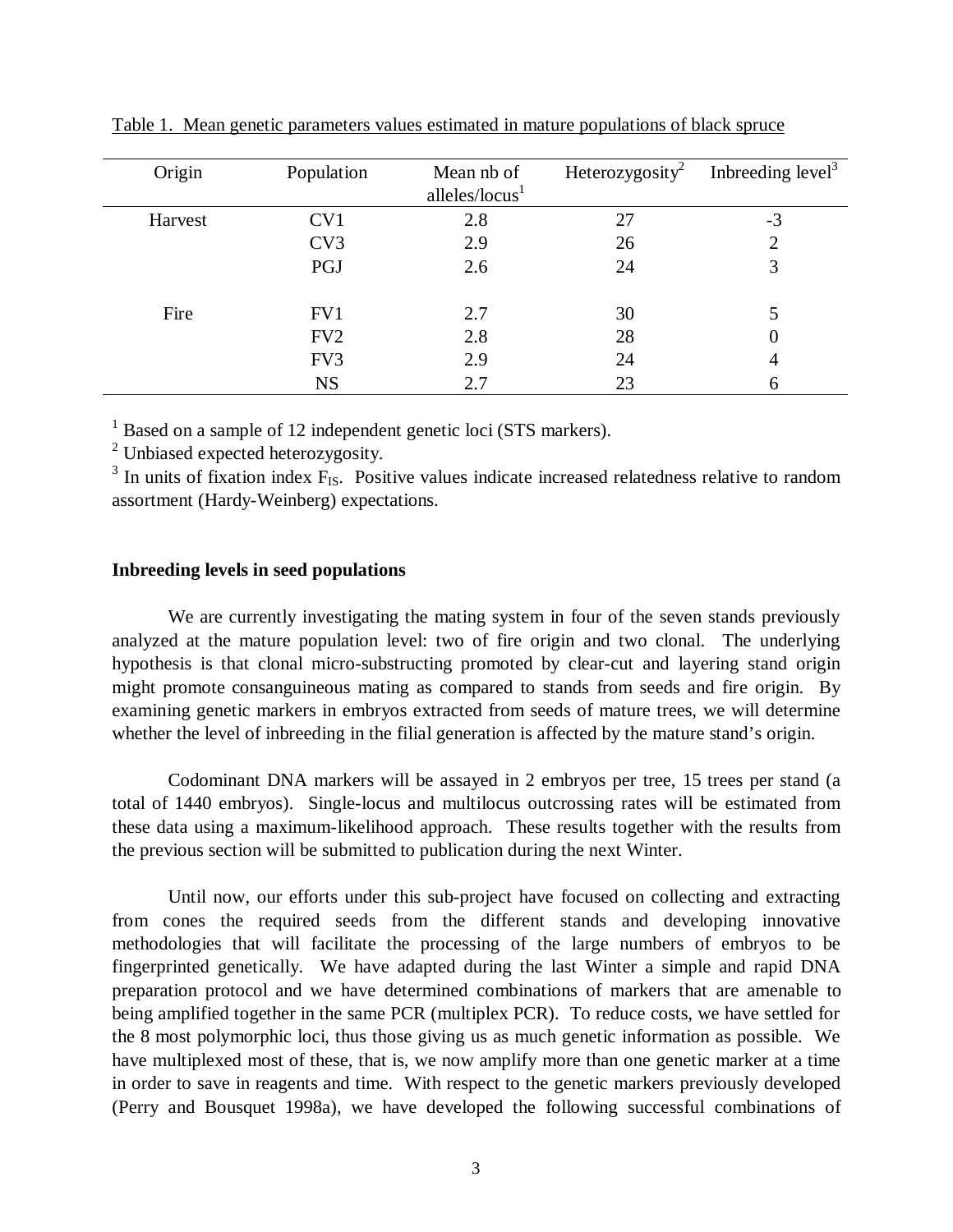Table 1. Mean genetic parameters values estimated in mature populations of black spruce

| Origin | Population | Mean nb of alleles/locus[1] | Heterozygosity[2] | Inbreeding level[3] |
|---|---|---|---|---|
| Harvest | CV1 | 2.8 | 27 | -3 |
| | CV3 | 2.9 | 26 | 2 |
| | PGJ | 2.6 | 24 | 3 |
| Fire | FV1 | 2.7 | 30 | 5 |
| | FV2 | 2.8 | 28 | 0 |
| | FV3 | 2.9 | 24 | 4 |
| | NS | 2.7 | 23 | 6 |

[1] Based on a sample of 12 independent genetic loci (STS markers).

[2] Unbiased expected heterozygosity.

[3] In units of fixation index $F_{IS}$. Positive values indicate increased relatedness relative to random assortment (Hardy-Weinberg) expectations.

**Inbreeding levels in seed populations**

We are currently investigating the mating system in four of the seven stands previously analyzed at the mature population level: two of fire origin and two clonal. The underlying hypothesis is that clonal micro-substructing promoted by clear-cut and layering stand origin might promote consanguineous mating as compared to stands from seeds and fire origin. By examining genetic markers in embryos extracted from seeds of mature trees, we will determine whether the level of inbreeding in the filial generation is affected by the mature stand's origin.

Codominant DNA markers will be assayed in 2 embryos per tree, 15 trees per stand (a total of 1440 embryos). Single-locus and multilocus outcrossing rates will be estimated from these data using a maximum-likelihood approach. These results together with the results from the previous section will be submitted to publication during the next Winter.

Until now, our efforts under this sub-project have focused on collecting and extracting from cones the required seeds from the different stands and developing innovative methodologies that will facilitate the processing of the large numbers of embryos to be fingerprinted genetically. We have adapted during the last Winter a simple and rapid DNA preparation protocol and we have determined combinations of markers that are amenable to being amplified together in the same PCR (multiplex PCR). To reduce costs, we have settled for the 8 most polymorphic loci, thus those giving us as much genetic information as possible. We have multiplexed most of these, that is, we now amplify more than one genetic marker at a time in order to save in reagents and time. With respect to the genetic markers previously developed (Perry and Bousquet 1998a), we have developed the following successful combinations of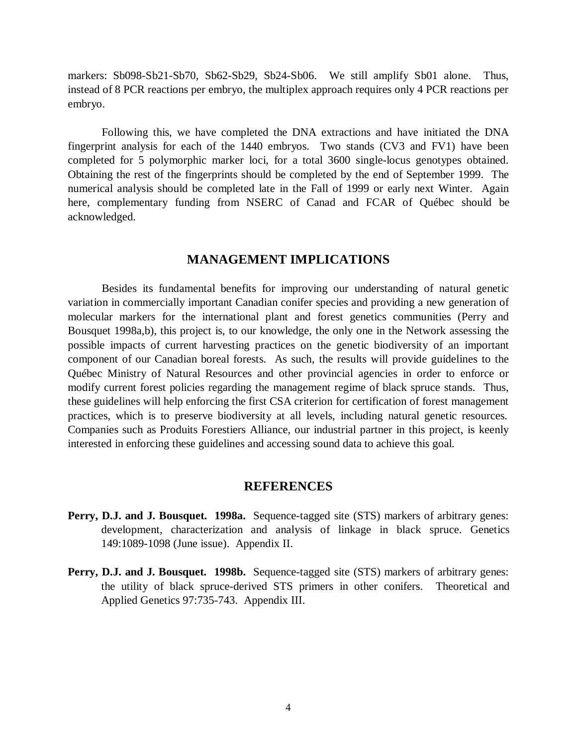markers: Sb098-Sb21-Sb70, Sb62-Sb29, Sb24-Sb06. We still amplify Sb01 alone. Thus, instead of 8 PCR reactions per embryo, the multiplex approach requires only 4 PCR reactions per embryo.

Following this, we have completed the DNA extractions and have initiated the DNA fingerprint analysis for each of the 1440 embryos. Two stands (CV3 and FV1) have been completed for 5 polymorphic marker loci, for a total 3600 single-locus genotypes obtained. Obtaining the rest of the fingerprints should be completed by the end of September 1999. The numerical analysis should be completed late in the Fall of 1999 or early next Winter. Again here, complementary funding from NSERC of Canad and FCAR of Québec should be acknowledged.

## MANAGEMENT IMPLICATIONS

Besides its fundamental benefits for improving our understanding of natural genetic variation in commercially important Canadian conifer species and providing a new generation of molecular markers for the international plant and forest genetics communities (Perry and Bousquet 1998a,b), this project is, to our knowledge, the only one in the Network assessing the possible impacts of current harvesting practices on the genetic biodiversity of an important component of our Canadian boreal forests. As such, the results will provide guidelines to the Québec Ministry of Natural Resources and other provincial agencies in order to enforce or modify current forest policies regarding the management regime of black spruce stands. Thus, these guidelines will help enforcing the first CSA criterion for certification of forest management practices, which is to preserve biodiversity at all levels, including natural genetic resources. Companies such as Produits Forestiers Alliance, our industrial partner in this project, is keenly interested in enforcing these guidelines and accessing sound data to achieve this goal.

## REFERENCES

**Perry, D.J. and J. Bousquet. 1998a.** Sequence-tagged site (STS) markers of arbitrary genes: development, characterization and analysis of linkage in black spruce. Genetics 149:1089-1098 (June issue). Appendix II.

**Perry, D.J. and J. Bousquet. 1998b.** Sequence-tagged site (STS) markers of arbitrary genes: the utility of black spruce-derived STS primers in other conifers. Theoretical and Applied Genetics 97:735-743. Appendix III.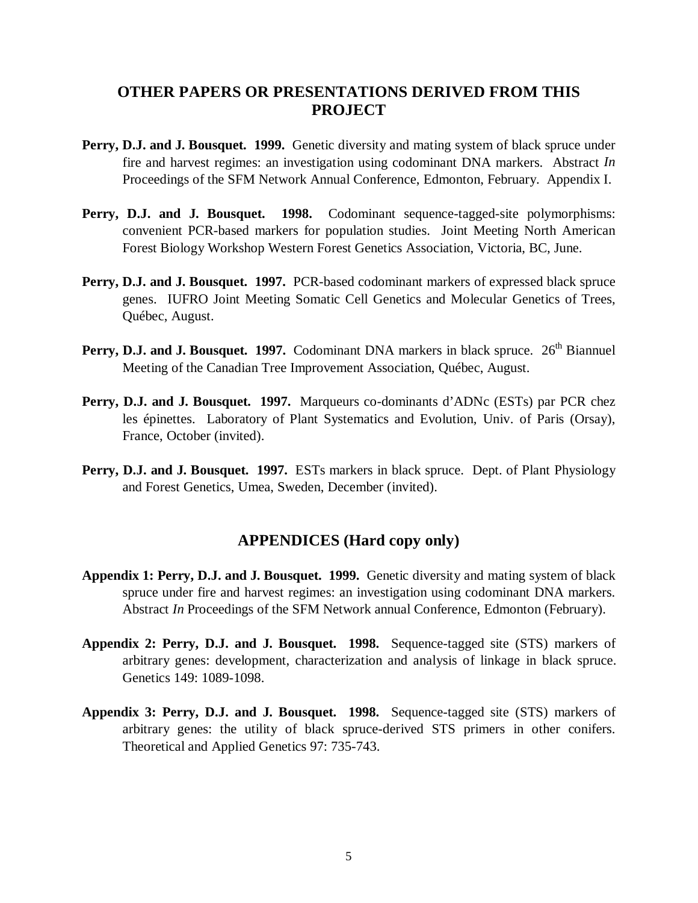## OTHER PAPERS OR PRESENTATIONS DERIVED FROM THIS PROJECT

**Perry, D.J. and J. Bousquet. 1999.** Genetic diversity and mating system of black spruce under fire and harvest regimes: an investigation using codominant DNA markers. Abstract *In* Proceedings of the SFM Network Annual Conference, Edmonton, February. Appendix I.

**Perry, D.J. and J. Bousquet. 1998.** Codominant sequence-tagged-site polymorphisms: convenient PCR-based markers for population studies. Joint Meeting North American Forest Biology Workshop Western Forest Genetics Association, Victoria, BC, June.

**Perry, D.J. and J. Bousquet. 1997.** PCR-based codominant markers of expressed black spruce genes. IUFRO Joint Meeting Somatic Cell Genetics and Molecular Genetics of Trees, Québec, August.

**Perry, D.J. and J. Bousquet. 1997.** Codominant DNA markers in black spruce. 26th Biannuel Meeting of the Canadian Tree Improvement Association, Québec, August.

**Perry, D.J. and J. Bousquet. 1997.** Marqueurs co-dominants d'ADNc (ESTs) par PCR chez les épinettes. Laboratory of Plant Systematics and Evolution, Univ. of Paris (Orsay), France, October (invited).

**Perry, D.J. and J. Bousquet. 1997.** ESTs markers in black spruce. Dept. of Plant Physiology and Forest Genetics, Umea, Sweden, December (invited).

## APPENDICES (Hard copy only)

**Appendix 1: Perry, D.J. and J. Bousquet. 1999.** Genetic diversity and mating system of black spruce under fire and harvest regimes: an investigation using codominant DNA markers. Abstract *In* Proceedings of the SFM Network annual Conference, Edmonton (February).

**Appendix 2: Perry, D.J. and J. Bousquet. 1998.** Sequence-tagged site (STS) markers of arbitrary genes: development, characterization and analysis of linkage in black spruce. Genetics 149: 1089-1098.

**Appendix 3: Perry, D.J. and J. Bousquet. 1998.** Sequence-tagged site (STS) markers of arbitrary genes: the utility of black spruce-derived STS primers in other conifers. Theoretical and Applied Genetics 97: 735-743.